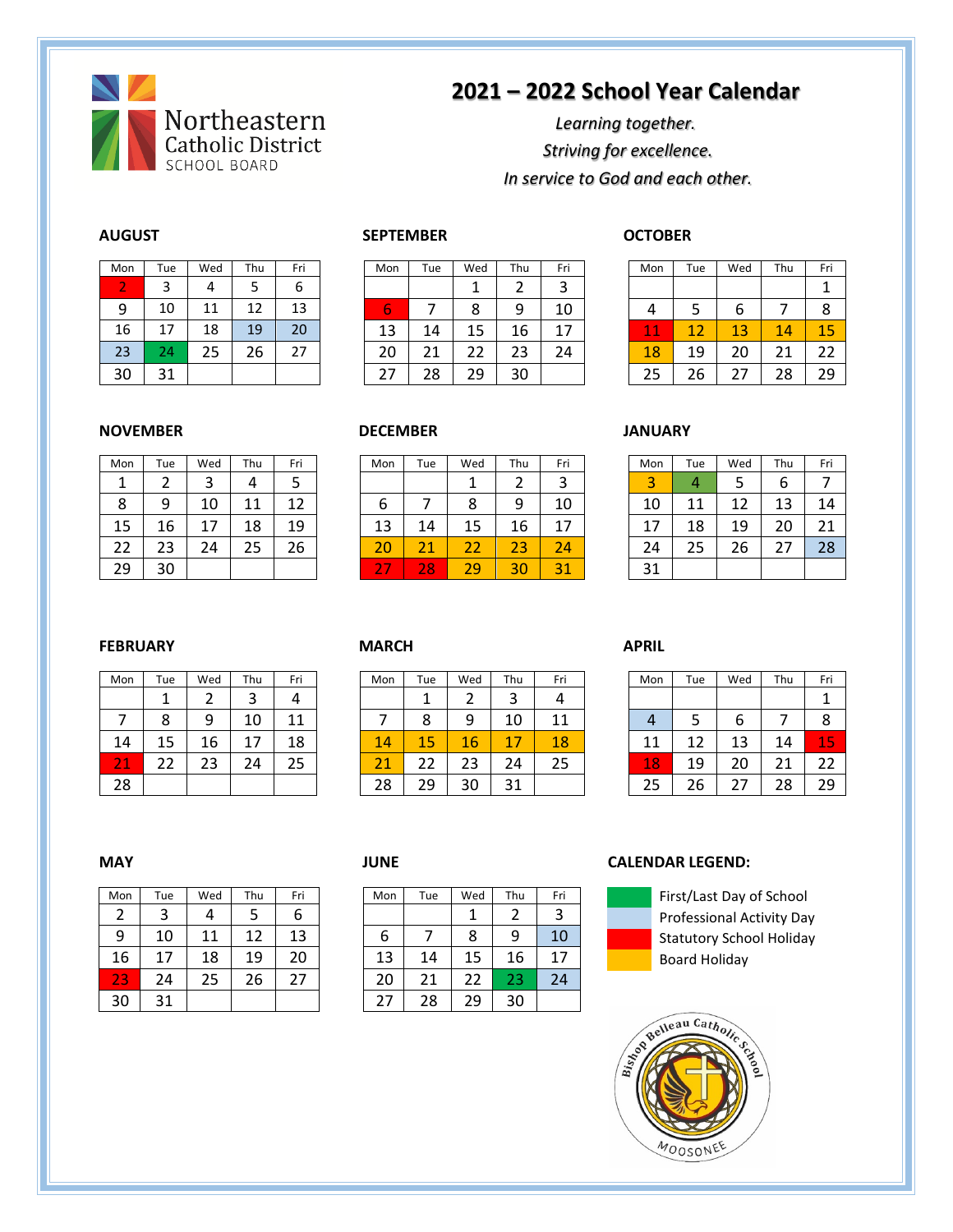Northeastern Catholic District SCHOOL BOARD

# 2021 – 2022 School Year Calendar

*Learning together.*
*Striving for excellence.*
*In service to God and each other.*

### AUGUST

| Mon | Tue | Wed | Thu | Fri |
|---|---|---|---|---|
| 2 | 3 | 4 | 5 | 6 |
| 9 | 10 | 11 | 12 | 13 |
| 16 | 17 | 18 | 19 | 20 |
| 23 | 24 | 25 | 26 | 27 |
| 30 | 31 | | | |

### SEPTEMBER

| Mon | Tue | Wed | Thu | Fri |
|---|---|---|---|---|
| | | 1 | 2 | 3 |
| 6 | 7 | 8 | 9 | 10 |
| 13 | 14 | 15 | 16 | 17 |
| 20 | 21 | 22 | 23 | 24 |
| 27 | 28 | 29 | 30 | |

### OCTOBER

| Mon | Tue | Wed | Thu | Fri |
|---|---|---|---|---|
| | | | | 1 |
| 4 | 5 | 6 | 7 | 8 |
| 11 | 12 | 13 | 14 | 15 |
| 18 | 19 | 20 | 21 | 22 |
| 25 | 26 | 27 | 28 | 29 |

### NOVEMBER

| Mon | Tue | Wed | Thu | Fri |
|---|---|---|---|---|
| 1 | 2 | 3 | 4 | 5 |
| 8 | 9 | 10 | 11 | 12 |
| 15 | 16 | 17 | 18 | 19 |
| 22 | 23 | 24 | 25 | 26 |
| 29 | 30 | | | |

### DECEMBER

| Mon | Tue | Wed | Thu | Fri |
|---|---|---|---|---|
| | | 1 | 2 | 3 |
| 6 | 7 | 8 | 9 | 10 |
| 13 | 14 | 15 | 16 | 17 |
| 20 | 21 | 22 | 23 | 24 |
| 27 | 28 | 29 | 30 | 31 |

### JANUARY

| Mon | Tue | Wed | Thu | Fri |
|---|---|---|---|---|
| 3 | 4 | 5 | 6 | 7 |
| 10 | 11 | 12 | 13 | 14 |
| 17 | 18 | 19 | 20 | 21 |
| 24 | 25 | 26 | 27 | 28 |
| 31 | | | | |

### FEBRUARY

| Mon | Tue | Wed | Thu | Fri |
|---|---|---|---|---|
| | 1 | 2 | 3 | 4 |
| 7 | 8 | 9 | 10 | 11 |
| 14 | 15 | 16 | 17 | 18 |
| 21 | 22 | 23 | 24 | 25 |
| 28 | | | | |

### MARCH

| Mon | Tue | Wed | Thu | Fri |
|---|---|---|---|---|
| | 1 | 2 | 3 | 4 |
| 7 | 8 | 9 | 10 | 11 |
| 14 | 15 | 16 | 17 | 18 |
| 21 | 22 | 23 | 24 | 25 |
| 28 | 29 | 30 | 31 | |

### APRIL

| Mon | Tue | Wed | Thu | Fri |
|---|---|---|---|---|
| | | | | 1 |
| 4 | 5 | 6 | 7 | 8 |
| 11 | 12 | 13 | 14 | 15 |
| 18 | 19 | 20 | 21 | 22 |
| 25 | 26 | 27 | 28 | 29 |

### MAY

| Mon | Tue | Wed | Thu | Fri |
|---|---|---|---|---|
| 2 | 3 | 4 | 5 | 6 |
| 9 | 10 | 11 | 12 | 13 |
| 16 | 17 | 18 | 19 | 20 |
| 23 | 24 | 25 | 26 | 27 |
| 30 | 31 | | | |

### JUNE

| Mon | Tue | Wed | Thu | Fri |
|---|---|---|---|---|
| | | 1 | 2 | 3 |
| 6 | 7 | 8 | 9 | 10 |
| 13 | 14 | 15 | 16 | 17 |
| 20 | 21 | 22 | 23 | 24 |
| 27 | 28 | 29 | 30 | |

### CALENDAR LEGEND:

- First/Last Day of School: August 24, January 4, June 23
- Professional Activity Day: August 19, August 20, August 23, January 28, April 4, June 10, June 24
- Statutory School Holiday: August 2, September 6, October 11, December 27, December 28, February 21, April 15, April 18, May 23
- Board Holiday: October 12–15, October 18, December 20–24, December 29–31, January 3, March 14–18, March 21

Bishop Belleau Catholic School
MOOSONEE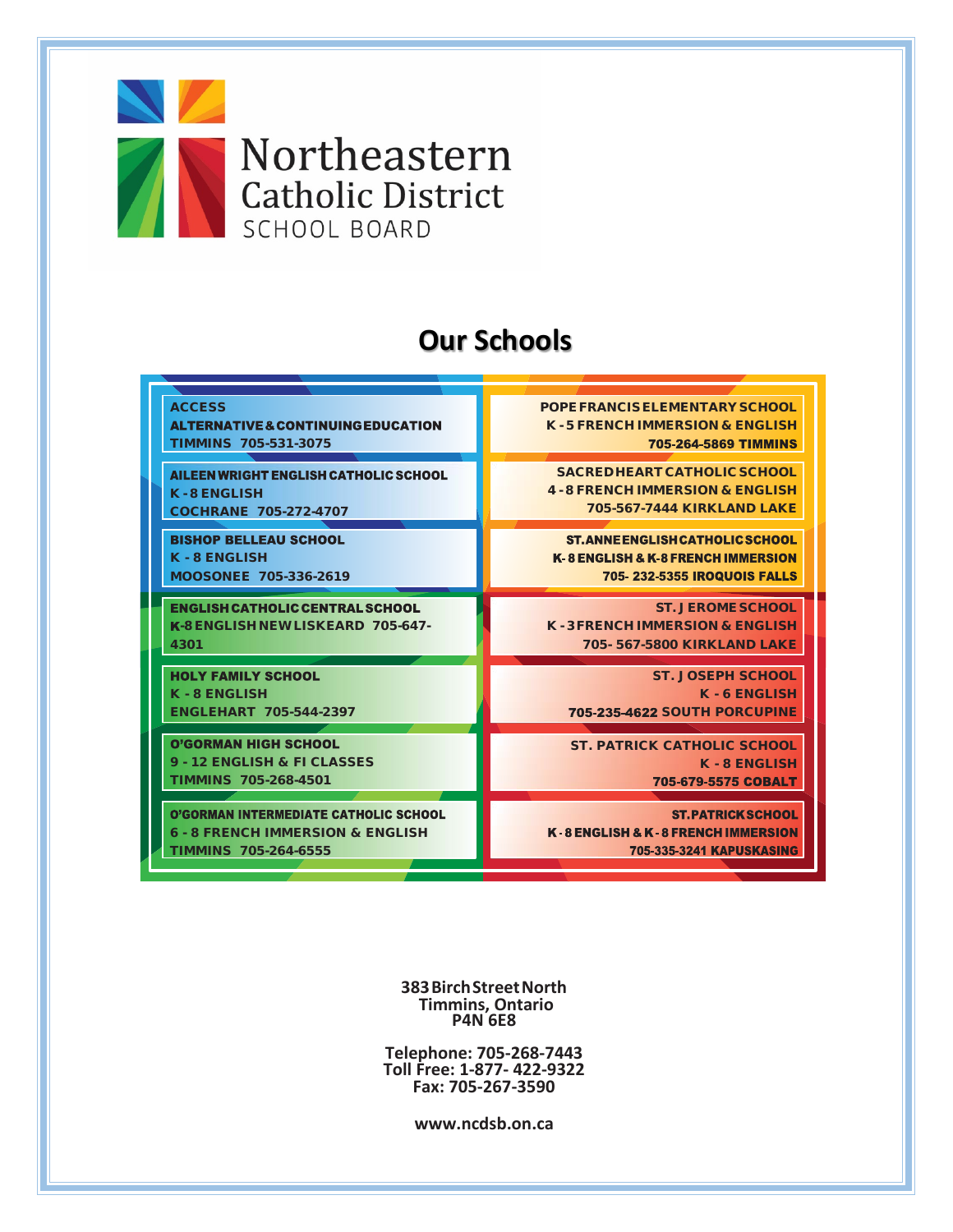Northeastern Catholic District SCHOOL BOARD

## Our Schools

**ACCESS**
**ALTERNATIVE & CONTINUING EDUCATION**
**TIMMINS 705-531-3075**

**AILEEN WRIGHT ENGLISH CATHOLIC SCHOOL**
**K - 8 ENGLISH**
**COCHRANE 705-272-4707**

**BISHOP BELLEAU SCHOOL**
**K - 8 ENGLISH**
**MOOSONEE 705-336-2619**

**ENGLISH CATHOLIC CENTRAL SCHOOL**
**K-8 ENGLISH NEW LISKEARD 705-647-4301**

**HOLY FAMILY SCHOOL**
**K - 8 ENGLISH**
**ENGLEHART 705-544-2397**

**O'GORMAN HIGH SCHOOL**
**9 - 12 ENGLISH & FI CLASSES**
**TIMMINS 705-268-4501**

**O'GORMAN INTERMEDIATE CATHOLIC SCHOOL**
**6 - 8 FRENCH IMMERSION & ENGLISH**
**TIMMINS 705-264-6555**

**POPE FRANCIS ELEMENTARY SCHOOL**
**K - 5 FRENCH IMMERSION & ENGLISH**
**705-264-5869 TIMMINS**

**SACRED HEART CATHOLIC SCHOOL**
**4 - 8 FRENCH IMMERSION & ENGLISH**
**705-567-7444 KIRKLAND LAKE**

**ST. ANNE ENGLISH CATHOLIC SCHOOL**
**K- 8 ENGLISH & K-8 FRENCH IMMERSION**
**705- 232-5355 IROQUOIS FALLS**

**ST. JEROME SCHOOL**
**K - 3 FRENCH IMMERSION & ENGLISH**
**705- 567-5800 KIRKLAND LAKE**

**ST. JOSEPH SCHOOL**
**K - 6 ENGLISH**
**705-235-4622 SOUTH PORCUPINE**

**ST. PATRICK CATHOLIC SCHOOL**
**K - 8 ENGLISH**
**705-679-5575 COBALT**

**ST. PATRICK SCHOOL**
**K - 8 ENGLISH & K - 8 FRENCH IMMERSION**
**705-335-3241 KAPUSKASING**

**383 Birch Street North**
**Timmins, Ontario**
**P4N 6E8**

**Telephone: 705-268-7443**
**Toll Free: 1-877- 422-9322**
**Fax: 705-267-3590**

**www.ncdsb.on.ca**